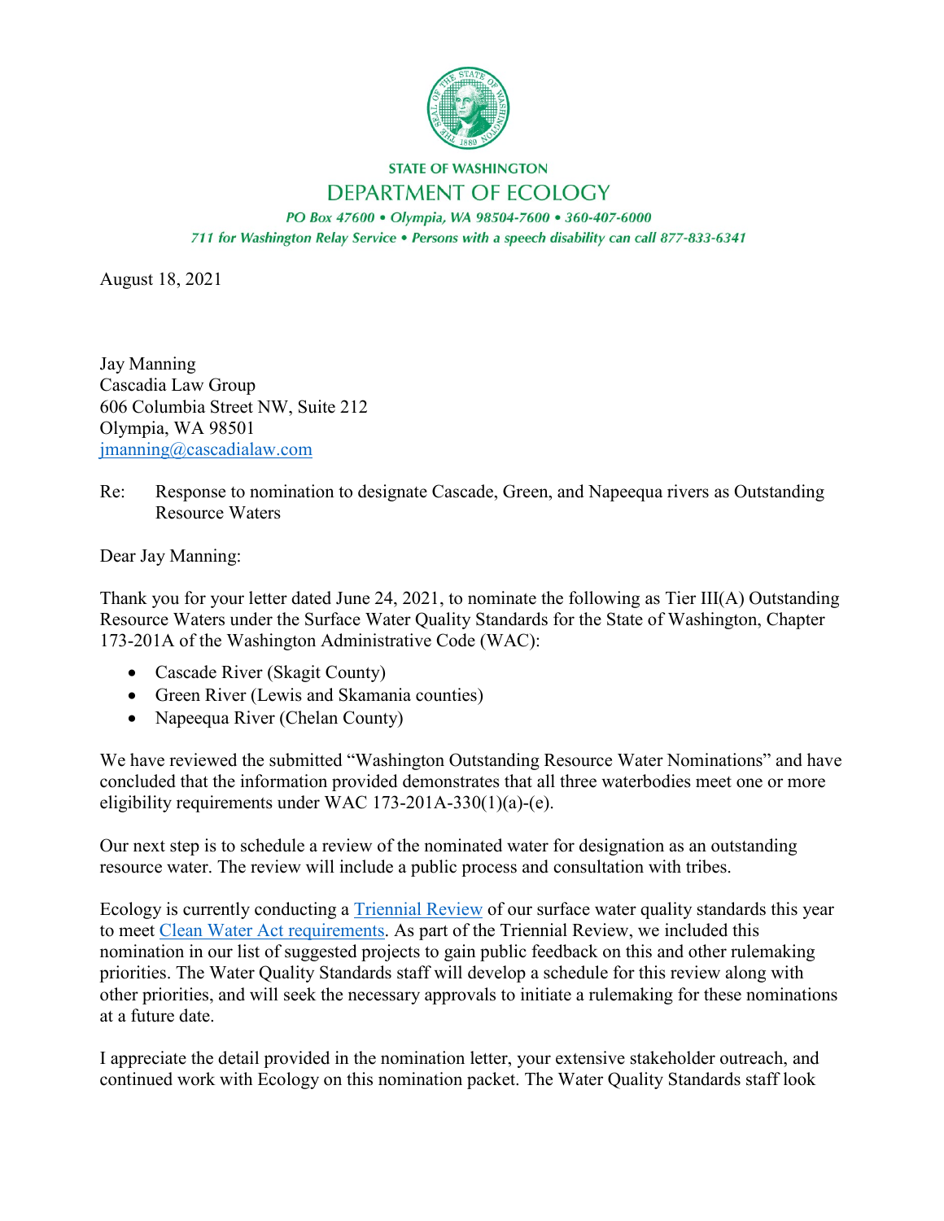STATE OF WASHINGTON

DEPARTMENT OF ECOLOGY

*PO Box 47600 • Olympia, WA 98504-7600 • 360-407-6000*

*711 for Washington Relay Service • Persons with a speech disability can call 877-833-6341*

August 18, 2021

Jay Manning
Cascadia Law Group
606 Columbia Street NW, Suite 212
Olympia, WA 98501
jmanning@cascadialaw.com

Re: Response to nomination to designate Cascade, Green, and Napeequa rivers as Outstanding Resource Waters

Dear Jay Manning:

Thank you for your letter dated June 24, 2021, to nominate the following as Tier III(A) Outstanding Resource Waters under the Surface Water Quality Standards for the State of Washington, Chapter 173-201A of the Washington Administrative Code (WAC):

- Cascade River (Skagit County)
- Green River (Lewis and Skamania counties)
- Napeequa River (Chelan County)

We have reviewed the submitted "Washington Outstanding Resource Water Nominations" and have concluded that the information provided demonstrates that all three waterbodies meet one or more eligibility requirements under WAC 173-201A-330(1)(a)-(e).

Our next step is to schedule a review of the nominated water for designation as an outstanding resource water. The review will include a public process and consultation with tribes.

Ecology is currently conducting a Triennial Review of our surface water quality standards this year to meet Clean Water Act requirements. As part of the Triennial Review, we included this nomination in our list of suggested projects to gain public feedback on this and other rulemaking priorities. The Water Quality Standards staff will develop a schedule for this review along with other priorities, and will seek the necessary approvals to initiate a rulemaking for these nominations at a future date.

I appreciate the detail provided in the nomination letter, your extensive stakeholder outreach, and continued work with Ecology on this nomination packet. The Water Quality Standards staff look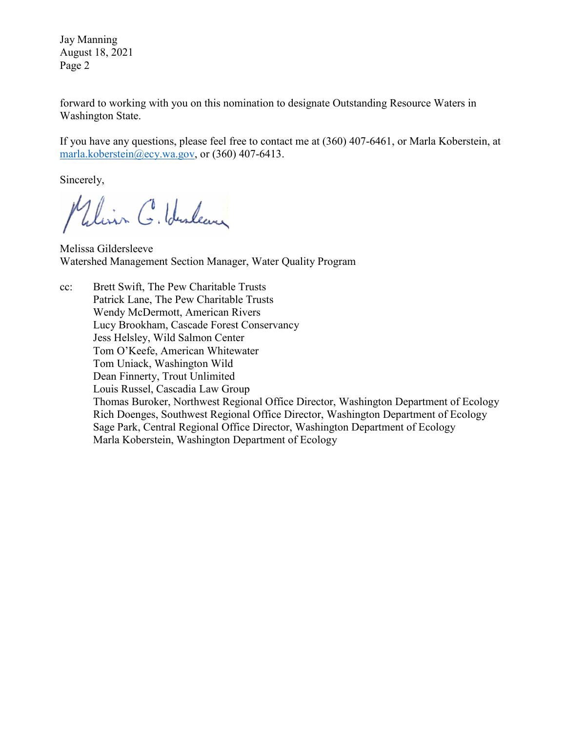forward to working with you on this nomination to designate Outstanding Resource Waters in Washington State.

If you have any questions, please feel free to contact me at (360) 407-6461, or Marla Koberstein, at marla.koberstein@ecy.wa.gov, or (360) 407-6413.

Sincerely,

Melissa Gildersleeve
Watershed Management Section Manager, Water Quality Program

cc: Brett Swift, The Pew Charitable Trusts
Patrick Lane, The Pew Charitable Trusts
Wendy McDermott, American Rivers
Lucy Brookham, Cascade Forest Conservancy
Jess Helsley, Wild Salmon Center
Tom O'Keefe, American Whitewater
Tom Uniack, Washington Wild
Dean Finnerty, Trout Unlimited
Louis Russel, Cascadia Law Group
Thomas Buroker, Northwest Regional Office Director, Washington Department of Ecology
Rich Doenges, Southwest Regional Office Director, Washington Department of Ecology
Sage Park, Central Regional Office Director, Washington Department of Ecology
Marla Koberstein, Washington Department of Ecology